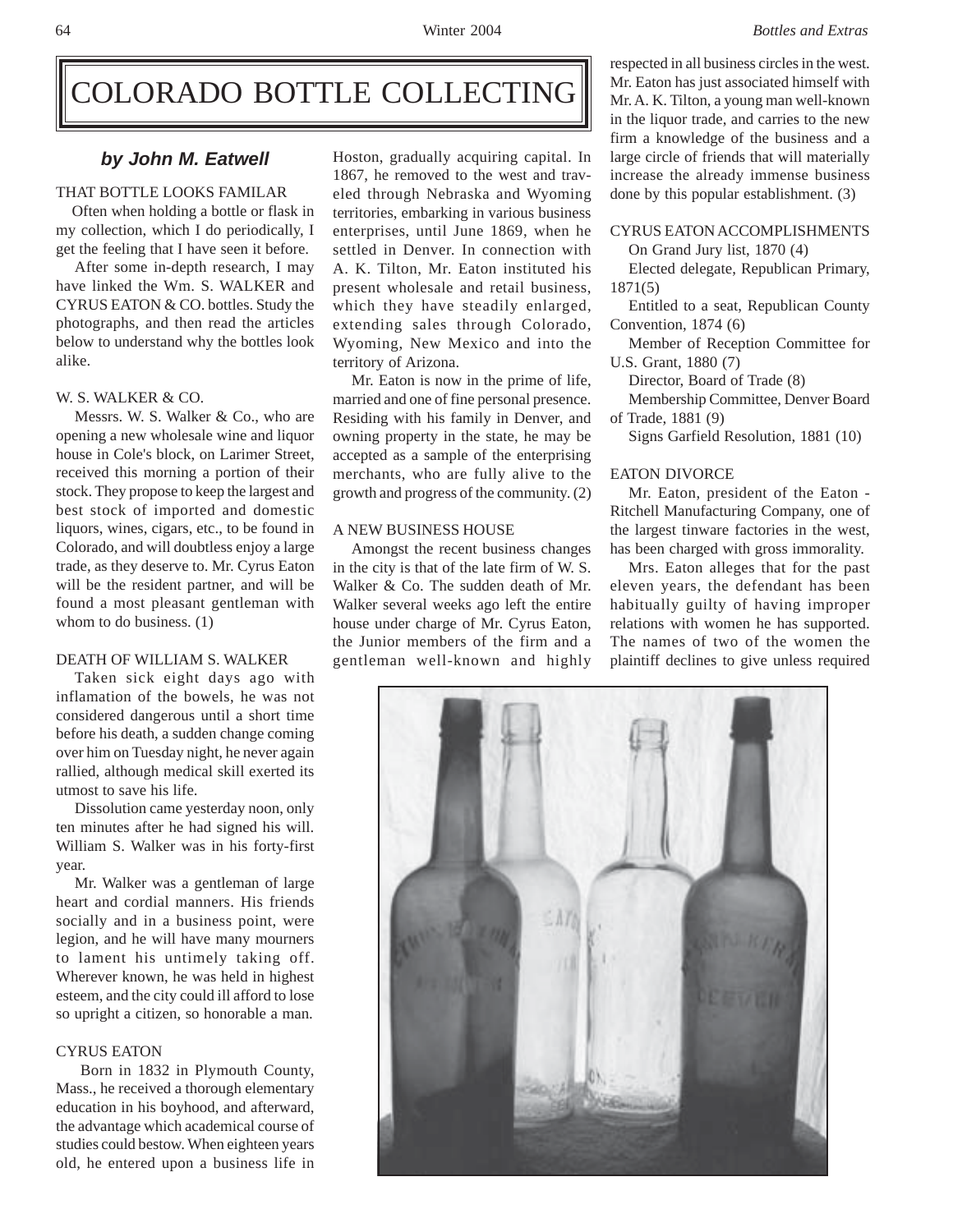# COLORADO BOTTLE COLLECTING

***by John M. Eatwell***

THAT BOTTLE LOOKS FAMILAR

Often when holding a bottle or flask in my collection, which I do periodically, I get the feeling that I have seen it before.

After some in-depth research, I may have linked the Wm. S. WALKER and CYRUS EATON & CO. bottles. Study the photographs, and then read the articles below to understand why the bottles look alike.

W. S. WALKER & CO.

Messrs. W. S. Walker & Co., who are opening a new wholesale wine and liquor house in Cole's block, on Larimer Street, received this morning a portion of their stock. They propose to keep the largest and best stock of imported and domestic liquors, wines, cigars, etc., to be found in Colorado, and will doubtless enjoy a large trade, as they deserve to. Mr. Cyrus Eaton will be the resident partner, and will be found a most pleasant gentleman with whom to do business. (1)

DEATH OF WILLIAM S. WALKER

Taken sick eight days ago with inflamation of the bowels, he was not considered dangerous until a short time before his death, a sudden change coming over him on Tuesday night, he never again rallied, although medical skill exerted its utmost to save his life.

Dissolution came yesterday noon, only ten minutes after he had signed his will. William S. Walker was in his forty-first year.

Mr. Walker was a gentleman of large heart and cordial manners. His friends socially and in a business point, were legion, and he will have many mourners to lament his untimely taking off. Wherever known, he was held in highest esteem, and the city could ill afford to lose so upright a citizen, so honorable a man.

CYRUS EATON

Born in 1832 in Plymouth County, Mass., he received a thorough elementary education in his boyhood, and afterward, the advantage which academical course of studies could bestow. When eighteen years old, he entered upon a business life in Hoston, gradually acquiring capital. In 1867, he removed to the west and traveled through Nebraska and Wyoming territories, embarking in various business enterprises, until June 1869, when he settled in Denver. In connection with A. K. Tilton, Mr. Eaton instituted his present wholesale and retail business, which they have steadily enlarged, extending sales through Colorado, Wyoming, New Mexico and into the territory of Arizona.

Mr. Eaton is now in the prime of life, married and one of fine personal presence. Residing with his family in Denver, and owning property in the state, he may be accepted as a sample of the enterprising merchants, who are fully alive to the growth and progress of the community. (2)

A NEW BUSINESS HOUSE

Amongst the recent business changes in the city is that of the late firm of W. S. Walker & Co. The sudden death of Mr. Walker several weeks ago left the entire house under charge of Mr. Cyrus Eaton, the Junior members of the firm and a gentleman well-known and highly respected in all business circles in the west. Mr. Eaton has just associated himself with Mr. A. K. Tilton, a young man well-known in the liquor trade, and carries to the new firm a knowledge of the business and a large circle of friends that will materially increase the already immense business done by this popular establishment. (3)

CYRUS EATON ACCOMPLISHMENTS

On Grand Jury list, 1870 (4)

Elected delegate, Republican Primary, 1871(5)

Entitled to a seat, Republican County Convention, 1874 (6)

Member of Reception Committee for U.S. Grant, 1880 (7)

Director, Board of Trade (8)

Membership Committee, Denver Board of Trade, 1881 (9)

Signs Garfield Resolution, 1881 (10)

EATON DIVORCE

Mr. Eaton, president of the Eaton - Ritchell Manufacturing Company, one of the largest tinware factories in the west, has been charged with gross immorality.

Mrs. Eaton alleges that for the past eleven years, the defendant has been habitually guilty of having improper relations with women he has supported. The names of two of the women the plaintiff declines to give unless required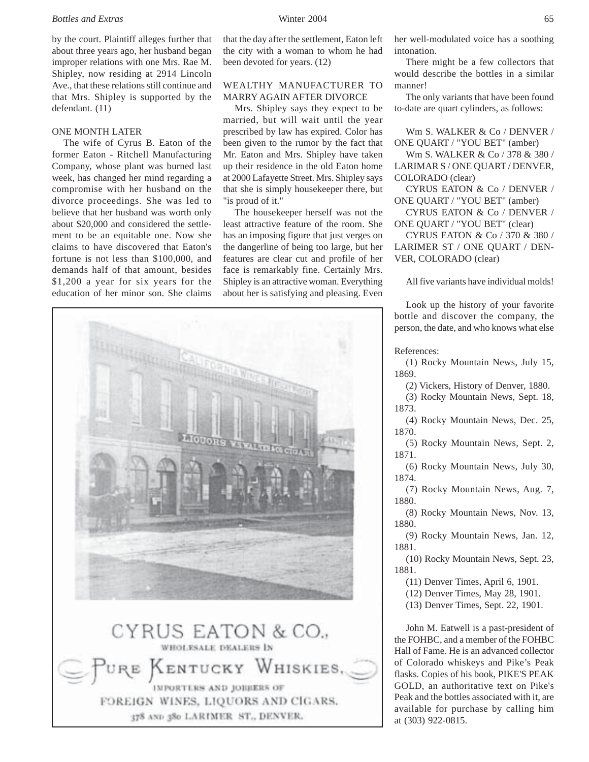by the court. Plaintiff alleges further that about three years ago, her husband began improper relations with one Mrs. Rae M. Shipley, now residing at 2914 Lincoln Ave., that these relations still continue and that Mrs. Shipley is supported by the defendant. (11)

### ONE MONTH LATER

The wife of Cyrus B. Eaton of the former Eaton - Ritchell Manufacturing Company, whose plant was burned last week, has changed her mind regarding a compromise with her husband on the divorce proceedings. She was led to believe that her husband was worth only about $20,000 and considered the settlement to be an equitable one. Now she claims to have discovered that Eaton's fortune is not less than $100,000, and demands half of that amount, besides $1,200 a year for six years for the education of her minor son. She claims that the day after the settlement, Eaton left the city with a woman to whom he had been devoted for years. (12)

### WEALTHY MANUFACTURER TO MARRY AGAIN AFTER DIVORCE

Mrs. Shipley says they expect to be married, but will wait until the year prescribed by law has expired. Color has been given to the rumor by the fact that Mr. Eaton and Mrs. Shipley have taken up their residence in the old Eaton home at 2000 Lafayette Street. Mrs. Shipley says that she is simply housekeeper there, but "is proud of it."

The housekeeper herself was not the least attractive feature of the room. She has an imposing figure that just verges on the dangerline of being too large, but her features are clear cut and profile of her face is remarkably fine. Certainly Mrs. Shipley is an attractive woman. Everything about her is satisfying and pleasing. Even her well-modulated voice has a soothing intonation.

There might be a few collectors that would describe the bottles in a similar manner!

The only variants that have been found to-date are quart cylinders, as follows:

Wm S. WALKER & Co / DENVER / ONE QUART / "YOU BET" (amber)

Wm S. WALKER & Co / 378 & 380 / LARIMAR S / ONE QUART / DENVER, COLORADO (clear)

CYRUS EATON & Co / DENVER / ONE QUART / "YOU BET" (amber)

CYRUS EATON & Co / DENVER / ONE QUART / "YOU BET" (clear)

CYRUS EATON & Co / 370 & 380 / LARIMER ST / ONE QUART / DENVER, COLORADO (clear)

All five variants have individual molds!

LIQUORS W.S.WALKER&CO. CIGARS

CALIFORNIA WINES

CYRUS EATON & CO.,
WHOLESALE DEALERS IN
PURE KENTUCKY WHISKIES,
IMPORTERS AND JOBBERS OF
FOREIGN WINES, LIQUORS AND CIGARS.
378 AND 380 LARIMER ST., DENVER.

Look up the history of your favorite bottle and discover the company, the person, the date, and who knows what else

References:

(1) Rocky Mountain News, July 15, 1869.

(2) Vickers, History of Denver, 1880.

(3) Rocky Mountain News, Sept. 18, 1873.

(4) Rocky Mountain News, Dec. 25, 1870.

(5) Rocky Mountain News, Sept. 2, 1871.

(6) Rocky Mountain News, July 30, 1874.

(7) Rocky Mountain News, Aug. 7, 1880.

(8) Rocky Mountain News, Nov. 13, 1880.

(9) Rocky Mountain News, Jan. 12, 1881.

(10) Rocky Mountain News, Sept. 23, 1881.

(11) Denver Times, April 6, 1901.

(12) Denver Times, May 28, 1901.

(13) Denver Times, Sept. 22, 1901.

John M. Eatwell is a past-president of the FOHBC, and a member of the FOHBC Hall of Fame. He is an advanced collector of Colorado whiskeys and Pike's Peak flasks. Copies of his book, PIKE'S PEAK GOLD, an authoritative text on Pike's Peak and the bottles associated with it, are available for purchase by calling him at (303) 922-0815.